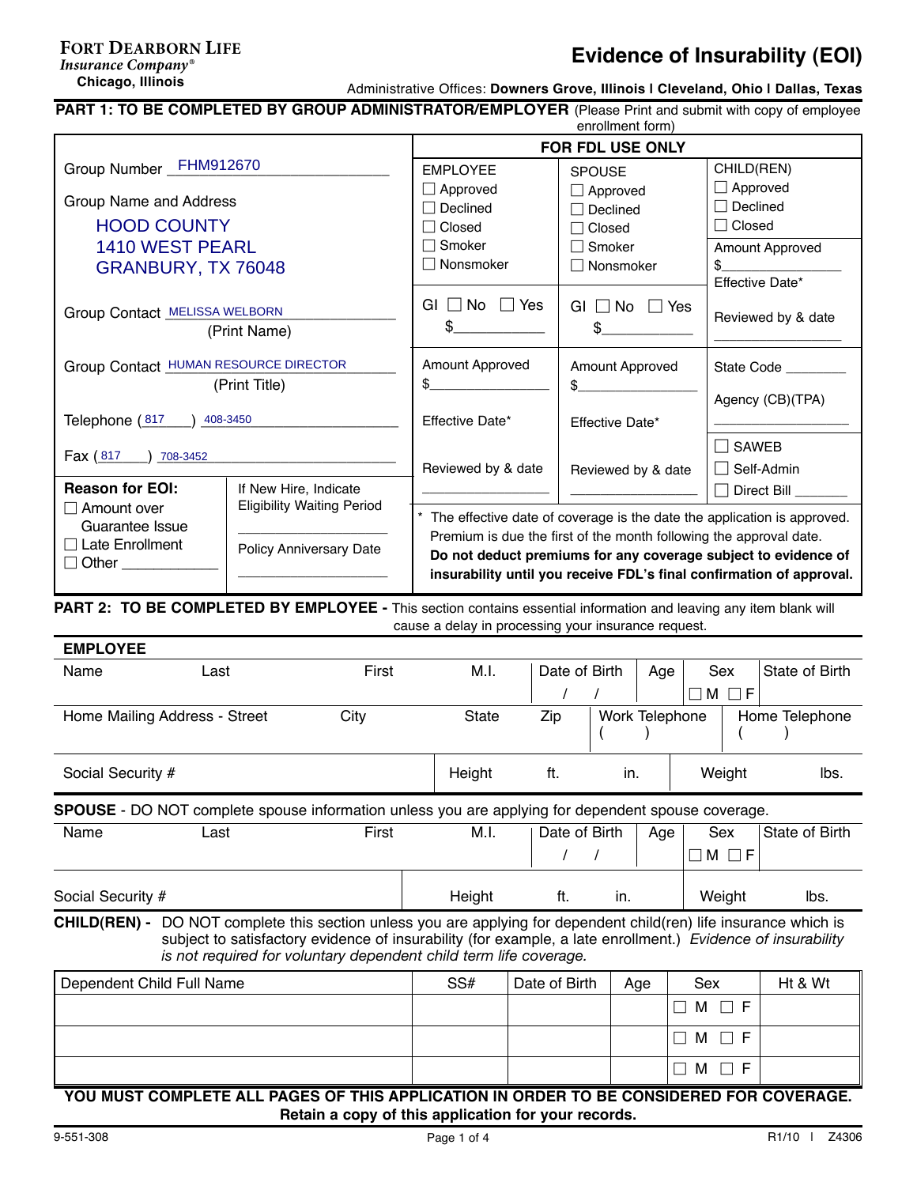**FORT DEARBORN LIFE**
*Insurance Company®*
**Chicago, Illinois**

# Evidence of Insurability (EOI)

Administrative Offices: **Downers Grove, Illinois | Cleveland, Ohio | Dallas, Texas**

**PART 1: TO BE COMPLETED BY GROUP ADMINISTRATOR/EMPLOYER** (Please Print and submit with copy of employee enrollment form)

Group Number FHM912670

Group Name and Address
HOOD COUNTY
1410 WEST PEARL
GRANBURY, TX 76048

Group Contact MELISSA WELBORN (Print Name)

Group Contact HUMAN RESOURCE DIRECTOR (Print Title)

Telephone (817) 408-3450

Fax (817) 708-3452

| Reason for EOI: | If New Hire, Indicate Eligibility Waiting Period |
|---|---|
| ☐ Amount over Guarantee Issue | ____________ |
| ☐ Late Enrollment | Policy Anniversary Date |
| ☐ Other ____________ | ____________ |

**FOR FDL USE ONLY**

| EMPLOYEE | SPOUSE | CHILD(REN) |
|---|---|---|
| ☐ Approved<br>☐ Declined<br>☐ Closed<br>☐ Smoker<br>☐ Nonsmoker | ☐ Approved<br>☐ Declined<br>☐ Closed<br>☐ Smoker<br>☐ Nonsmoker | ☐ Approved<br>☐ Declined<br>☐ Closed |
| GI ☐ No ☐ Yes<br>$__________ | GI ☐ No ☐ Yes<br>$__________ | Amount Approved<br>$__________<br>Effective Date*<br><br>Reviewed by & date<br>__________ |
| Amount Approved<br>$__________<br><br>Effective Date*<br><br>Reviewed by & date<br>__________ | Amount Approved<br>$__________<br><br>Effective Date*<br><br>Reviewed by & date<br>__________ | State Code ________<br><br>Agency (CB)(TPA)<br>__________<br>☐ SAWEB<br>☐ Self-Admin<br>☐ Direct Bill ______ |

\* The effective date of coverage is the date the application is approved. Premium is due the first of the month following the approval date. **Do not deduct premiums for any coverage subject to evidence of insurability until you receive FDL's final confirmation of approval.**

**PART 2: TO BE COMPLETED BY EMPLOYEE -** This section contains essential information and leaving any item blank will cause a delay in processing your insurance request.

**EMPLOYEE**

| Name | Last | First | M.I. | Date of Birth | Age | Sex | State of Birth |
|---|---|---|---|---|---|---|---|
| | | | | / / | | ☐ M ☐ F | |

| Home Mailing Address - Street | City | State | Zip | Work Telephone | Home Telephone |
|---|---|---|---|---|---|
| | | | | ( ) | ( ) |

| Social Security # | Height | ft. | in. | Weight | lbs. |
|---|---|---|---|---|---|

**SPOUSE** - DO NOT complete spouse information unless you are applying for dependent spouse coverage.

| Name | Last | First | M.I. | Date of Birth | Age | Sex | State of Birth |
|---|---|---|---|---|---|---|---|
| | | | | / / | | ☐ M ☐ F | |

| Social Security # | Height | ft. | in. | Weight | lbs. |
|---|---|---|---|---|---|

**CHILD(REN) -** DO NOT complete this section unless you are applying for dependent child(ren) life insurance which is subject to satisfactory evidence of insurability (for example, a late enrollment.) *Evidence of insurability is not required for voluntary dependent child term life coverage.*

| Dependent Child Full Name | SS# | Date of Birth | Age | Sex | Ht & Wt |
|---|---|---|---|---|---|
| | | | | ☐ M ☐ F | |
| | | | | ☐ M ☐ F | |
| | | | | ☐ M ☐ F | |

**YOU MUST COMPLETE ALL PAGES OF THIS APPLICATION IN ORDER TO BE CONSIDERED FOR COVERAGE.**
**Retain a copy of this application for your records.**

9-551-308 R1/10 | Z4306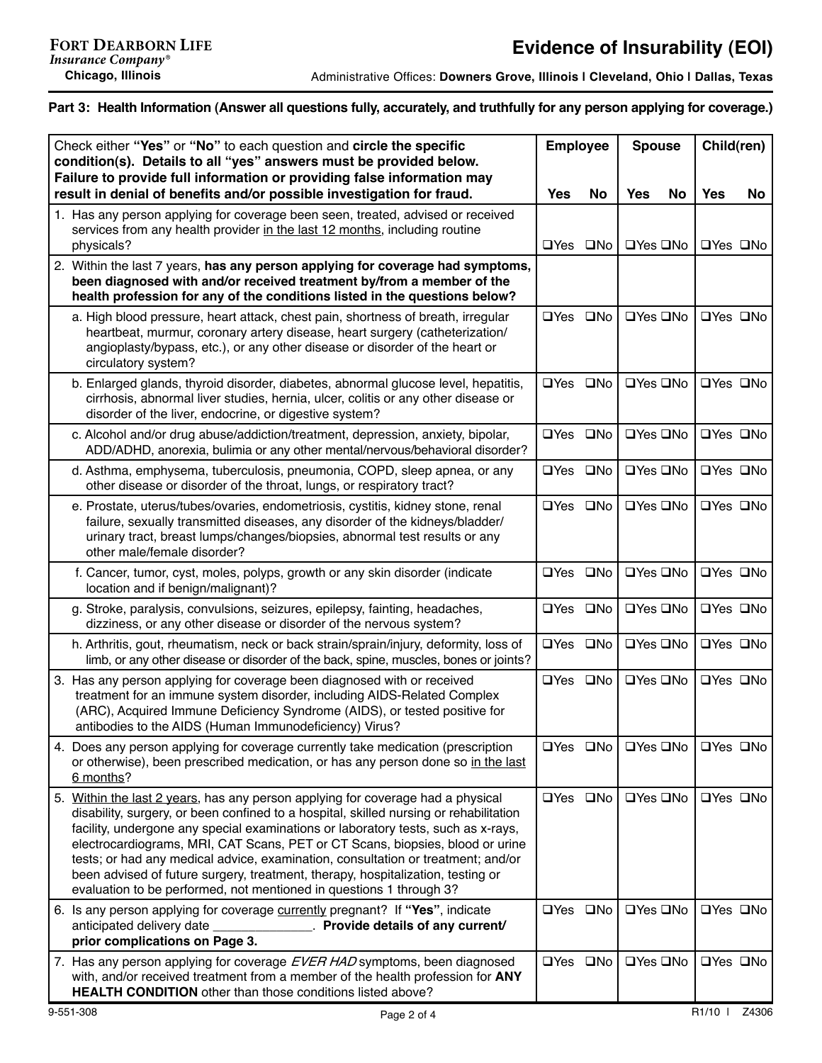**FORT DEARBORN LIFE**
*Insurance Company®*
**Chicago, Illinois**

# Evidence of Insurability (EOI)

Administrative Offices: **Downers Grove, Illinois | Cleveland, Ohio | Dallas, Texas**

## Part 3: Health Information (Answer all questions fully, accurately, and truthfully for any person applying for coverage.)

| Check either **"Yes"** or **"No"** to each question and **circle the specific condition(s). Details to all "yes" answers must be provided below. Failure to provide full information or providing false information may result in denial of benefits and/or possible investigation for fraud.** | Employee | | Spouse | | Child(ren) | |
|---|---|---|---|---|---|---|
| | **Yes** | **No** | **Yes** | **No** | **Yes** | **No** |
| 1. Has any person applying for coverage been seen, treated, advised or received services from any health provider in the last 12 months, including routine physicals? | ❑Yes | ❑No | ❑Yes | ❑No | ❑Yes | ❑No |
| 2. Within the last 7 years, **has any person applying for coverage had symptoms, been diagnosed with and/or received treatment by/from a member of the health profession for any of the conditions listed in the questions below?** | | | | | | |
| a. High blood pressure, heart attack, chest pain, shortness of breath, irregular heartbeat, murmur, coronary artery disease, heart surgery (catheterization/ angioplasty/bypass, etc.), or any other disease or disorder of the heart or circulatory system? | ❑Yes | ❑No | ❑Yes | ❑No | ❑Yes | ❑No |
| b. Enlarged glands, thyroid disorder, diabetes, abnormal glucose level, hepatitis, cirrhosis, abnormal liver studies, hernia, ulcer, colitis or any other disease or disorder of the liver, endocrine, or digestive system? | ❑Yes | ❑No | ❑Yes | ❑No | ❑Yes | ❑No |
| c. Alcohol and/or drug abuse/addiction/treatment, depression, anxiety, bipolar, ADD/ADHD, anorexia, bulimia or any other mental/nervous/behavioral disorder? | ❑Yes | ❑No | ❑Yes | ❑No | ❑Yes | ❑No |
| d. Asthma, emphysema, tuberculosis, pneumonia, COPD, sleep apnea, or any other disease or disorder of the throat, lungs, or respiratory tract? | ❑Yes | ❑No | ❑Yes | ❑No | ❑Yes | ❑No |
| e. Prostate, uterus/tubes/ovaries, endometriosis, cystitis, kidney stone, renal failure, sexually transmitted diseases, any disorder of the kidneys/bladder/ urinary tract, breast lumps/changes/biopsies, abnormal test results or any other male/female disorder? | ❑Yes | ❑No | ❑Yes | ❑No | ❑Yes | ❑No |
| f. Cancer, tumor, cyst, moles, polyps, growth or any skin disorder (indicate location and if benign/malignant)? | ❑Yes | ❑No | ❑Yes | ❑No | ❑Yes | ❑No |
| g. Stroke, paralysis, convulsions, seizures, epilepsy, fainting, headaches, dizziness, or any other disease or disorder of the nervous system? | ❑Yes | ❑No | ❑Yes | ❑No | ❑Yes | ❑No |
| h. Arthritis, gout, rheumatism, neck or back strain/sprain/injury, deformity, loss of limb, or any other disease or disorder of the back, spine, muscles, bones or joints? | ❑Yes | ❑No | ❑Yes | ❑No | ❑Yes | ❑No |
| 3. Has any person applying for coverage been diagnosed with or received treatment for an immune system disorder, including AIDS-Related Complex (ARC), Acquired Immune Deficiency Syndrome (AIDS), or tested positive for antibodies to the AIDS (Human Immunodeficiency) Virus? | ❑Yes | ❑No | ❑Yes | ❑No | ❑Yes | ❑No |
| 4. Does any person applying for coverage currently take medication (prescription or otherwise), been prescribed medication, or has any person done so in the last 6 months? | ❑Yes | ❑No | ❑Yes | ❑No | ❑Yes | ❑No |
| 5. Within the last 2 years, has any person applying for coverage had a physical disability, surgery, or been confined to a hospital, skilled nursing or rehabilitation facility, undergone any special examinations or laboratory tests, such as x-rays, electrocardiograms, MRI, CAT Scans, PET or CT Scans, biopsies, blood or urine tests; or had any medical advice, examination, consultation or treatment; and/or been advised of future surgery, treatment, therapy, hospitalization, testing or evaluation to be performed, not mentioned in questions 1 through 3? | ❑Yes | ❑No | ❑Yes | ❑No | ❑Yes | ❑No |
| 6. Is any person applying for coverage currently pregnant? If **"Yes"**, indicate anticipated delivery date ______________. **Provide details of any current/ prior complications on Page 3.** | ❑Yes | ❑No | ❑Yes | ❑No | ❑Yes | ❑No |
| 7. Has any person applying for coverage *EVER HAD* symptoms, been diagnosed with, and/or received treatment from a member of the health profession for **ANY HEALTH CONDITION** other than those conditions listed above? | ❑Yes | ❑No | ❑Yes | ❑No | ❑Yes | ❑No |

9-551-308 R1/10 | Z4306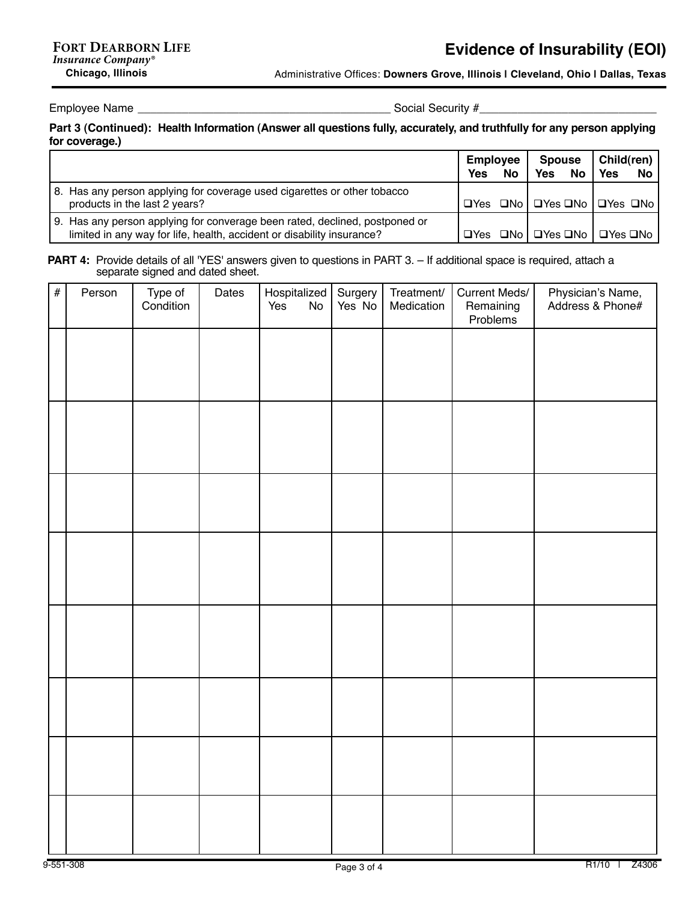**FORT DEARBORN LIFE**
*Insurance Company®*
**Chicago, Illinois**

# Evidence of Insurability (EOI)

Administrative Offices: **Downers Grove, Illinois | Cleveland, Ohio | Dallas, Texas**

Employee Name ________________________________________ Social Security #____________________________

**Part 3 (Continued): Health Information (Answer all questions fully, accurately, and truthfully for any person applying for coverage.)**

| | Employee Yes No | Spouse Yes No | Child(ren) Yes No |
|---|---|---|---|
| 8. Has any person applying for coverage used cigarettes or other tobacco products in the last 2 years? | ❑Yes ❑No | ❑Yes ❑No | ❑Yes ❑No |
| 9. Has any person applying for converage been rated, declined, postponed or limited in any way for life, health, accident or disability insurance? | ❑Yes ❑No | ❑Yes ❑No | ❑Yes ❑No |

**PART 4:** Provide details of all 'YES' answers given to questions in PART 3. – If additional space is required, attach a separate signed and dated sheet.

| # | Person | Type of Condition | Dates | Hospitalized Yes No | Surgery Yes No | Treatment/ Medication | Current Meds/ Remaining Problems | Physician's Name, Address & Phone# |
|---|---|---|---|---|---|---|---|---|
| | | | | | | | | |
| | | | | | | | | |
| | | | | | | | | |
| | | | | | | | | |
| | | | | | | | | |
| | | | | | | | | |
| | | | | | | | | |
| | | | | | | | | |

9-551-308 R1/10 | Z4306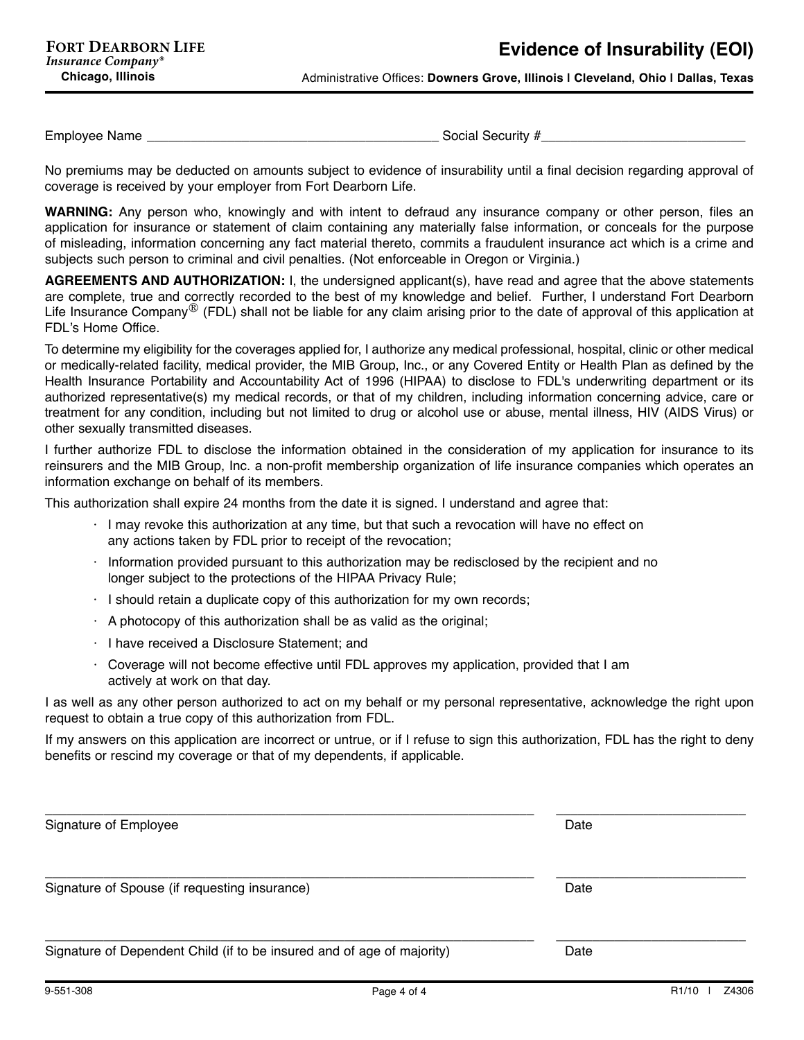**FORT DEARBORN LIFE**
*Insurance Company®*
**Chicago, Illinois**

# Evidence of Insurability (EOI)

Administrative Offices: **Downers Grove, Illinois | Cleveland, Ohio | Dallas, Texas**

Employee Name ________________________________________ Social Security #____________________________

No premiums may be deducted on amounts subject to evidence of insurability until a final decision regarding approval of coverage is received by your employer from Fort Dearborn Life.

**WARNING:** Any person who, knowingly and with intent to defraud any insurance company or other person, files an application for insurance or statement of claim containing any materially false information, or conceals for the purpose of misleading, information concerning any fact material thereto, commits a fraudulent insurance act which is a crime and subjects such person to criminal and civil penalties. (Not enforceable in Oregon or Virginia.)

**AGREEMENTS AND AUTHORIZATION:** I, the undersigned applicant(s), have read and agree that the above statements are complete, true and correctly recorded to the best of my knowledge and belief. Further, I understand Fort Dearborn Life Insurance Company® (FDL) shall not be liable for any claim arising prior to the date of approval of this application at FDL's Home Office.

To determine my eligibility for the coverages applied for, I authorize any medical professional, hospital, clinic or other medical or medically-related facility, medical provider, the MIB Group, Inc., or any Covered Entity or Health Plan as defined by the Health Insurance Portability and Accountability Act of 1996 (HIPAA) to disclose to FDL's underwriting department or its authorized representative(s) my medical records, or that of my children, including information concerning advice, care or treatment for any condition, including but not limited to drug or alcohol use or abuse, mental illness, HIV (AIDS Virus) or other sexually transmitted diseases.

I further authorize FDL to disclose the information obtained in the consideration of my application for insurance to its reinsurers and the MIB Group, Inc. a non-profit membership organization of life insurance companies which operates an information exchange on behalf of its members.

This authorization shall expire 24 months from the date it is signed. I understand and agree that:

- I may revoke this authorization at any time, but that such a revocation will have no effect on any actions taken by FDL prior to receipt of the revocation;
- Information provided pursuant to this authorization may be redisclosed by the recipient and no longer subject to the protections of the HIPAA Privacy Rule;
- I should retain a duplicate copy of this authorization for my own records;
- A photocopy of this authorization shall be as valid as the original;
- I have received a Disclosure Statement; and
- Coverage will not become effective until FDL approves my application, provided that I am actively at work on that day.

I as well as any other person authorized to act on my behalf or my personal representative, acknowledge the right upon request to obtain a true copy of this authorization from FDL.

If my answers on this application are incorrect or untrue, or if I refuse to sign this authorization, FDL has the right to deny benefits or rescind my coverage or that of my dependents, if applicable.

______________________________________________________________________ __________________________
Signature of Employee Date

______________________________________________________________________ __________________________
Signature of Spouse (if requesting insurance) Date

______________________________________________________________________ __________________________
Signature of Dependent Child (if to be insured and of age of majority) Date

9-551-308 R1/10 | Z4306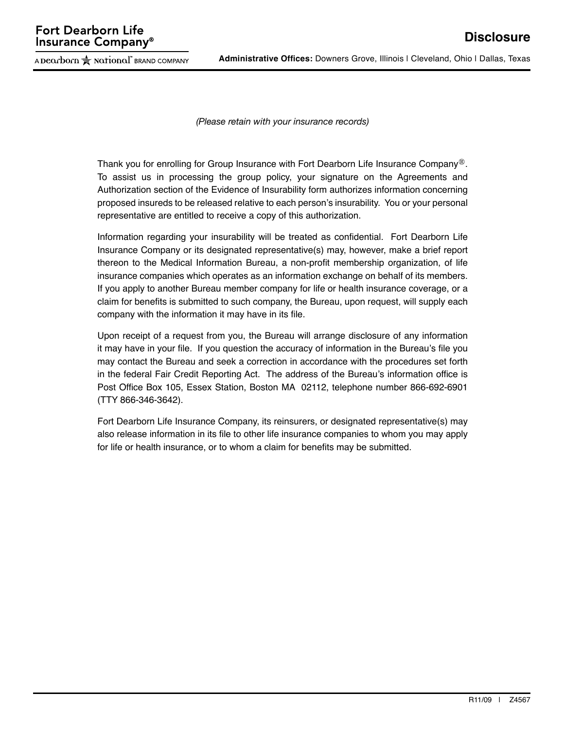Fort Dearborn Life Insurance Company®

A Dearborn ★ National® BRAND COMPANY

# Disclosure

**Administrative Offices:** Downers Grove, Illinois | Cleveland, Ohio | Dallas, Texas

*(Please retain with your insurance records)*

Thank you for enrolling for Group Insurance with Fort Dearborn Life Insurance Company®. To assist us in processing the group policy, your signature on the Agreements and Authorization section of the Evidence of Insurability form authorizes information concerning proposed insureds to be released relative to each person's insurability. You or your personal representative are entitled to receive a copy of this authorization.

Information regarding your insurability will be treated as confidential. Fort Dearborn Life Insurance Company or its designated representative(s) may, however, make a brief report thereon to the Medical Information Bureau, a non-profit membership organization, of life insurance companies which operates as an information exchange on behalf of its members. If you apply to another Bureau member company for life or health insurance coverage, or a claim for benefits is submitted to such company, the Bureau, upon request, will supply each company with the information it may have in its file.

Upon receipt of a request from you, the Bureau will arrange disclosure of any information it may have in your file. If you question the accuracy of information in the Bureau's file you may contact the Bureau and seek a correction in accordance with the procedures set forth in the federal Fair Credit Reporting Act. The address of the Bureau's information office is Post Office Box 105, Essex Station, Boston MA 02112, telephone number 866-692-6901 (TTY 866-346-3642).

Fort Dearborn Life Insurance Company, its reinsurers, or designated representative(s) may also release information in its file to other life insurance companies to whom you may apply for life or health insurance, or to whom a claim for benefits may be submitted.

R11/09 | Z4567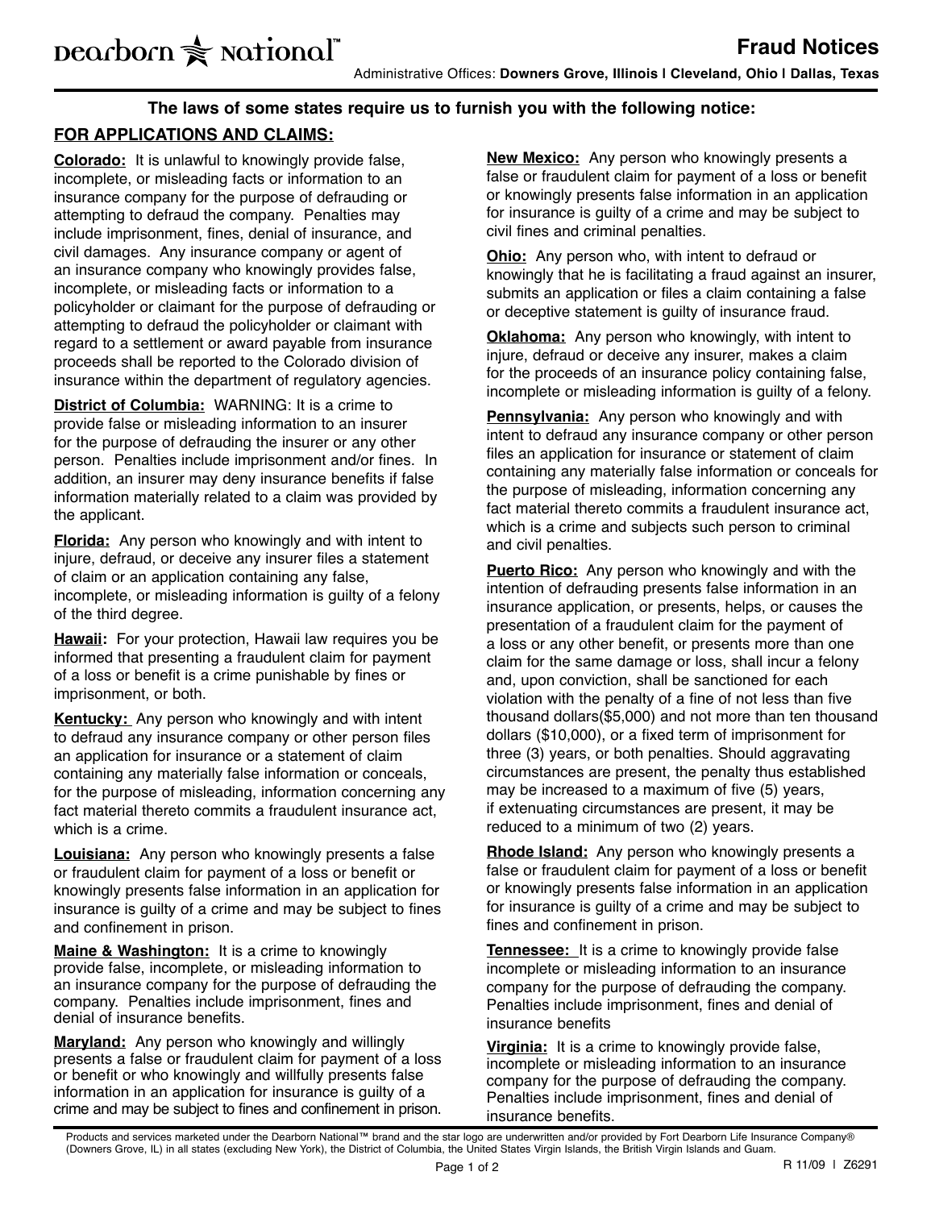Dearborn National™

# Fraud Notices

Administrative Offices: **Downers Grove, Illinois | Cleveland, Ohio | Dallas, Texas**

**The laws of some states require us to furnish you with the following notice:**

## FOR APPLICATIONS AND CLAIMS:

**Colorado:** It is unlawful to knowingly provide false, incomplete, or misleading facts or information to an insurance company for the purpose of defrauding or attempting to defraud the company. Penalties may include imprisonment, fines, denial of insurance, and civil damages. Any insurance company or agent of an insurance company who knowingly provides false, incomplete, or misleading facts or information to a policyholder or claimant for the purpose of defrauding or attempting to defraud the policyholder or claimant with regard to a settlement or award payable from insurance proceeds shall be reported to the Colorado division of insurance within the department of regulatory agencies.

**District of Columbia:** WARNING: It is a crime to provide false or misleading information to an insurer for the purpose of defrauding the insurer or any other person. Penalties include imprisonment and/or fines. In addition, an insurer may deny insurance benefits if false information materially related to a claim was provided by the applicant.

**Florida:** Any person who knowingly and with intent to injure, defraud, or deceive any insurer files a statement of claim or an application containing any false, incomplete, or misleading information is guilty of a felony of the third degree.

**Hawaii:** For your protection, Hawaii law requires you be informed that presenting a fraudulent claim for payment of a loss or benefit is a crime punishable by fines or imprisonment, or both.

**Kentucky:** Any person who knowingly and with intent to defraud any insurance company or other person files an application for insurance or a statement of claim containing any materially false information or conceals, for the purpose of misleading, information concerning any fact material thereto commits a fraudulent insurance act, which is a crime.

**Louisiana:** Any person who knowingly presents a false or fraudulent claim for payment of a loss or benefit or knowingly presents false information in an application for insurance is guilty of a crime and may be subject to fines and confinement in prison.

**Maine & Washington:** It is a crime to knowingly provide false, incomplete, or misleading information to an insurance company for the purpose of defrauding the company. Penalties include imprisonment, fines and denial of insurance benefits.

**Maryland:** Any person who knowingly and willingly presents a false or fraudulent claim for payment of a loss or benefit or who knowingly and willfully presents false information in an application for insurance is guilty of a crime and may be subject to fines and confinement in prison.

**New Mexico:** Any person who knowingly presents a false or fraudulent claim for payment of a loss or benefit or knowingly presents false information in an application for insurance is guilty of a crime and may be subject to civil fines and criminal penalties.

**Ohio:** Any person who, with intent to defraud or knowingly that he is facilitating a fraud against an insurer, submits an application or files a claim containing a false or deceptive statement is guilty of insurance fraud.

**Oklahoma:** Any person who knowingly, with intent to injure, defraud or deceive any insurer, makes a claim for the proceeds of an insurance policy containing false, incomplete or misleading information is guilty of a felony.

**Pennsylvania:** Any person who knowingly and with intent to defraud any insurance company or other person files an application for insurance or statement of claim containing any materially false information or conceals for the purpose of misleading, information concerning any fact material thereto commits a fraudulent insurance act, which is a crime and subjects such person to criminal and civil penalties.

**Puerto Rico:** Any person who knowingly and with the intention of defrauding presents false information in an insurance application, or presents, helps, or causes the presentation of a fraudulent claim for the payment of a loss or any other benefit, or presents more than one claim for the same damage or loss, shall incur a felony and, upon conviction, shall be sanctioned for each violation with the penalty of a fine of not less than five thousand dollars($5,000) and not more than ten thousand dollars ($10,000), or a fixed term of imprisonment for three (3) years, or both penalties. Should aggravating circumstances are present, the penalty thus established may be increased to a maximum of five (5) years, if extenuating circumstances are present, it may be reduced to a minimum of two (2) years.

**Rhode Island:** Any person who knowingly presents a false or fraudulent claim for payment of a loss or benefit or knowingly presents false information in an application for insurance is guilty of a crime and may be subject to fines and confinement in prison.

**Tennessee:** It is a crime to knowingly provide false incomplete or misleading information to an insurance company for the purpose of defrauding the company. Penalties include imprisonment, fines and denial of insurance benefits

**Virginia:** It is a crime to knowingly provide false, incomplete or misleading information to an insurance company for the purpose of defrauding the company. Penalties include imprisonment, fines and denial of insurance benefits.

Products and services marketed under the Dearborn National™ brand and the star logo are underwritten and/or provided by Fort Dearborn Life Insurance Company® (Downers Grove, IL) in all states (excluding New York), the District of Columbia, the United States Virgin Islands, the British Virgin Islands and Guam.

R 11/09 | Z6291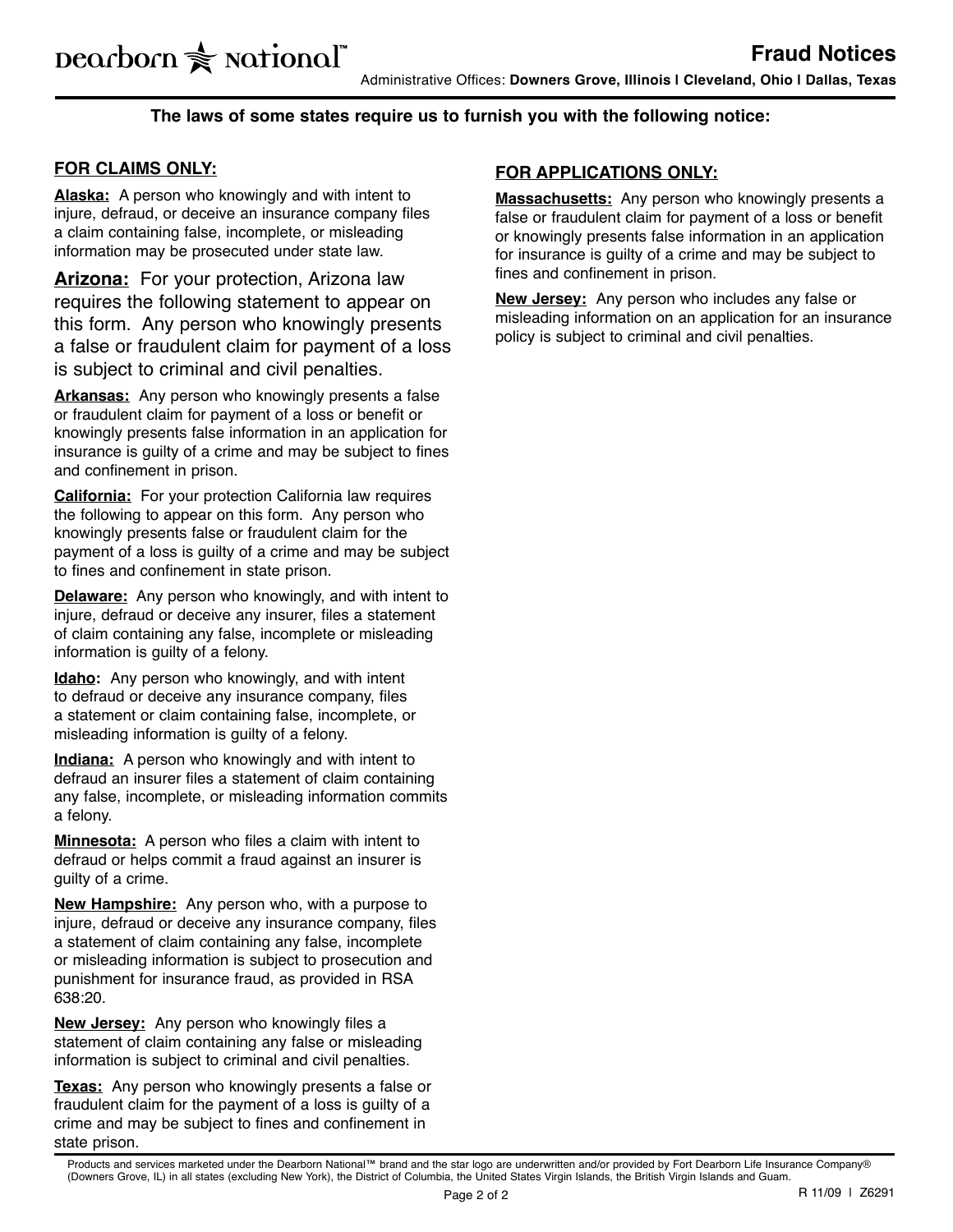Dearborn National™

# Fraud Notices

Administrative Offices: **Downers Grove, Illinois | Cleveland, Ohio | Dallas, Texas**

**The laws of some states require us to furnish you with the following notice:**

## FOR CLAIMS ONLY:

**Alaska:** A person who knowingly and with intent to injure, defraud, or deceive an insurance company files a claim containing false, incomplete, or misleading information may be prosecuted under state law.

**Arizona:** For your protection, Arizona law requires the following statement to appear on this form. Any person who knowingly presents a false or fraudulent claim for payment of a loss is subject to criminal and civil penalties.

**Arkansas:** Any person who knowingly presents a false or fraudulent claim for payment of a loss or benefit or knowingly presents false information in an application for insurance is guilty of a crime and may be subject to fines and confinement in prison.

**California:** For your protection California law requires the following to appear on this form. Any person who knowingly presents false or fraudulent claim for the payment of a loss is guilty of a crime and may be subject to fines and confinement in state prison.

**Delaware:** Any person who knowingly, and with intent to injure, defraud or deceive any insurer, files a statement of claim containing any false, incomplete or misleading information is guilty of a felony.

**Idaho:** Any person who knowingly, and with intent to defraud or deceive any insurance company, files a statement or claim containing false, incomplete, or misleading information is guilty of a felony.

**Indiana:** A person who knowingly and with intent to defraud an insurer files a statement of claim containing any false, incomplete, or misleading information commits a felony.

**Minnesota:** A person who files a claim with intent to defraud or helps commit a fraud against an insurer is guilty of a crime.

**New Hampshire:** Any person who, with a purpose to injure, defraud or deceive any insurance company, files a statement of claim containing any false, incomplete or misleading information is subject to prosecution and punishment for insurance fraud, as provided in RSA 638:20.

**New Jersey:** Any person who knowingly files a statement of claim containing any false or misleading information is subject to criminal and civil penalties.

**Texas:** Any person who knowingly presents a false or fraudulent claim for the payment of a loss is guilty of a crime and may be subject to fines and confinement in state prison.

## FOR APPLICATIONS ONLY:

**Massachusetts:** Any person who knowingly presents a false or fraudulent claim for payment of a loss or benefit or knowingly presents false information in an application for insurance is guilty of a crime and may be subject to fines and confinement in prison.

**New Jersey:** Any person who includes any false or misleading information on an application for an insurance policy is subject to criminal and civil penalties.

Products and services marketed under the Dearborn National™ brand and the star logo are underwritten and/or provided by Fort Dearborn Life Insurance Company® (Downers Grove, IL) in all states (excluding New York), the District of Columbia, the United States Virgin Islands, the British Virgin Islands and Guam.

R 11/09 | Z6291